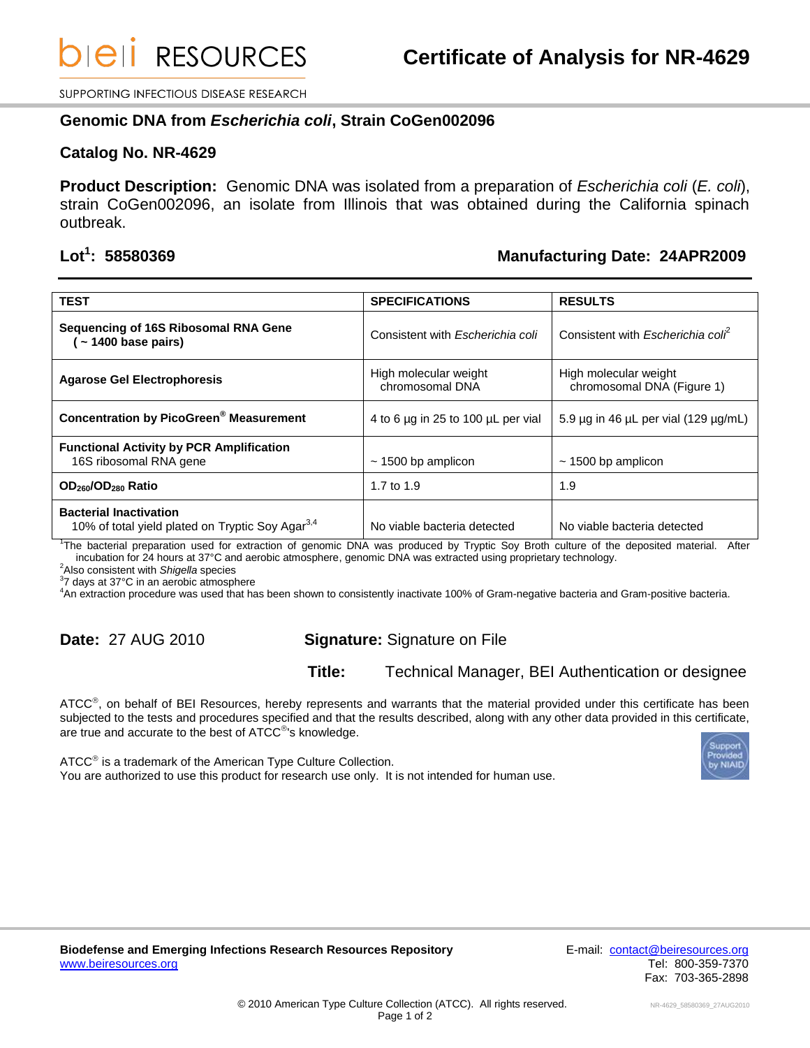# Certificate of Analysis for NR-4629

SUPPORTING INFECTIOUS DISEASE RESEARCH

## Genomic DNA from *Escherichia coli*, Strain CoGen002096

## Catalog No. NR-4629

**Product Description:** Genomic DNA was isolated from a preparation of *Escherichia coli* (*E. coli*), strain CoGen002096, an isolate from Illinois that was obtained during the California spinach outbreak.

**Lot[1]: 58580369** | **Manufacturing Date: 24APR2009**

| TEST | SPECIFICATIONS | RESULTS |
|---|---|---|
| **Sequencing of 16S Ribosomal RNA Gene (~ 1400 base pairs)** | Consistent with *Escherichia coli* | Consistent with *Escherichia coli*[2] |
| **Agarose Gel Electrophoresis** | High molecular weight chromosomal DNA | High molecular weight chromosomal DNA (Figure 1) |
| **Concentration by PicoGreen® Measurement** | 4 to 6 µg in 25 to 100 µL per vial | 5.9 µg in 46 µL per vial (129 µg/mL) |
| **Functional Activity by PCR Amplification** 16S ribosomal RNA gene | ~ 1500 bp amplicon | ~ 1500 bp amplicon |
| **$OD_{260}/OD_{280}$ Ratio** | 1.7 to 1.9 | 1.9 |
| **Bacterial Inactivation** 10% of total yield plated on Tryptic Soy Agar[3,4] | No viable bacteria detected | No viable bacteria detected |

[1]The bacterial preparation used for extraction of genomic DNA was produced by Tryptic Soy Broth culture of the deposited material. After incubation for 24 hours at 37°C and aerobic atmosphere, genomic DNA was extracted using proprietary technology.
[2]Also consistent with *Shigella* species
[3]7 days at 37°C in an aerobic atmosphere
[4]An extraction procedure was used that has been shown to consistently inactivate 100% of Gram-negative bacteria and Gram-positive bacteria.

**Date:** 27 AUG 2010

**Signature:** Signature on File

**Title:** Technical Manager, BEI Authentication or designee

ATCC®, on behalf of BEI Resources, hereby represents and warrants that the material provided under this certificate has been subjected to the tests and procedures specified and that the results described, along with any other data provided in this certificate, are true and accurate to the best of ATCC®'s knowledge.

ATCC® is a trademark of the American Type Culture Collection.
You are authorized to use this product for research use only. It is not intended for human use.

**Biodefense and Emerging Infections Research Resources Repository**
www.beiresources.org

E-mail: contact@beiresources.org
Tel: 800-359-7370
Fax: 703-365-2898

© 2010 American Type Culture Collection (ATCC). All rights reserved.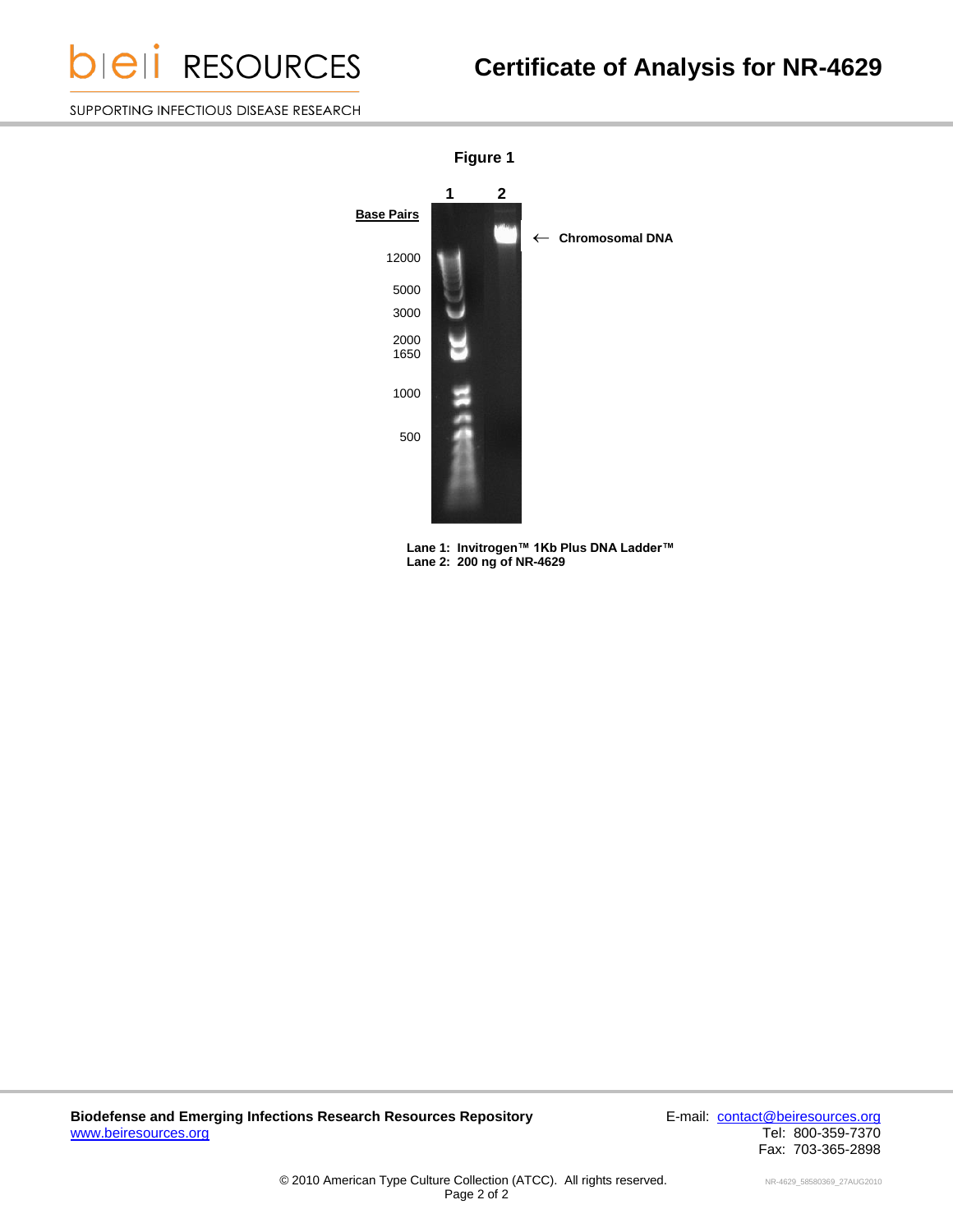# Certificate of Analysis for NR-4629

**Figure 1**

1 2

Base Pairs

12000

5000

3000

2000

1650

1000

500

← Chromosomal DNA

**Lane 1: Invitrogen™ 1Kb Plus DNA Ladder™**
**Lane 2: 200 ng of NR-4629**

**Biodefense and Emerging Infections Research Resources Repository**
www.beiresources.org

E-mail: contact@beiresources.org
Tel: 800-359-7370
Fax: 703-365-2898

© 2010 American Type Culture Collection (ATCC). All rights reserved.

NR-4629_58580369_27AUG2010